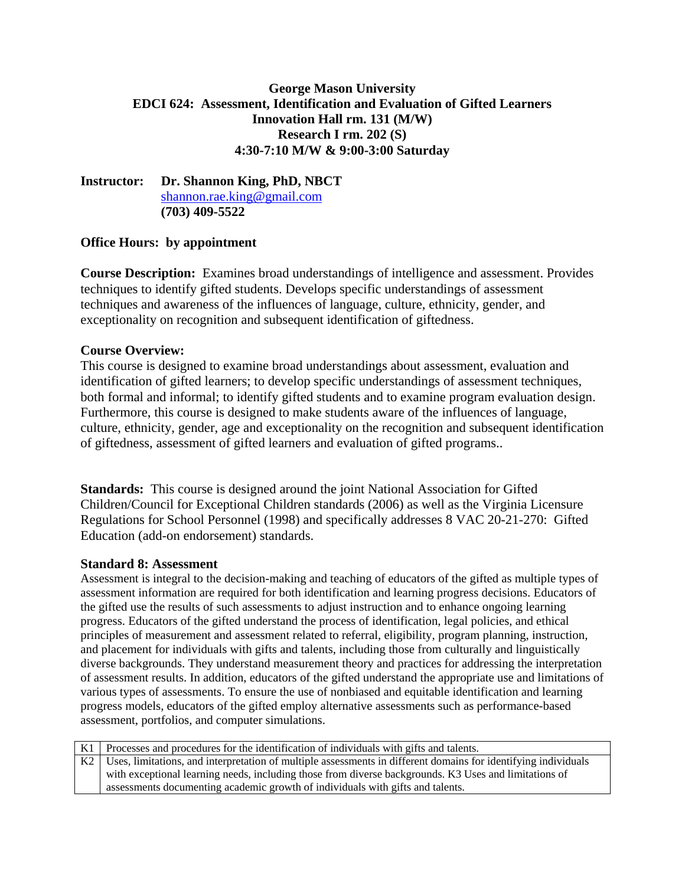**George Mason University**
**EDCI 624: Assessment, Identification and Evaluation of Gifted Learners**
**Innovation Hall rm. 131 (M/W)**
**Research I rm. 202 (S)**
**4:30-7:10 M/W & 9:00-3:00 Saturday**

**Instructor:** **Dr. Shannon King, PhD, NBCT**
shannon.rae.king@gmail.com
**(703) 409-5522**

**Office Hours: by appointment**

**Course Description:** Examines broad understandings of intelligence and assessment. Provides techniques to identify gifted students. Develops specific understandings of assessment techniques and awareness of the influences of language, culture, ethnicity, gender, and exceptionality on recognition and subsequent identification of giftedness.

**Course Overview:**
This course is designed to examine broad understandings about assessment, evaluation and identification of gifted learners; to develop specific understandings of assessment techniques, both formal and informal; to identify gifted students and to examine program evaluation design. Furthermore, this course is designed to make students aware of the influences of language, culture, ethnicity, gender, age and exceptionality on the recognition and subsequent identification of giftedness, assessment of gifted learners and evaluation of gifted programs..

**Standards:** This course is designed around the joint National Association for Gifted Children/Council for Exceptional Children standards (2006) as well as the Virginia Licensure Regulations for School Personnel (1998) and specifically addresses 8 VAC 20-21-270: Gifted Education (add-on endorsement) standards.

**Standard 8: Assessment**
Assessment is integral to the decision-making and teaching of educators of the gifted as multiple types of assessment information are required for both identification and learning progress decisions. Educators of the gifted use the results of such assessments to adjust instruction and to enhance ongoing learning progress. Educators of the gifted understand the process of identification, legal policies, and ethical principles of measurement and assessment related to referral, eligibility, program planning, instruction, and placement for individuals with gifts and talents, including those from culturally and linguistically diverse backgrounds. They understand measurement theory and practices for addressing the interpretation of assessment results. In addition, educators of the gifted understand the appropriate use and limitations of various types of assessments. To ensure the use of nonbiased and equitable identification and learning progress models, educators of the gifted employ alternative assessments such as performance-based assessment, portfolios, and computer simulations.

| | |
|---|---|
| K1 | Processes and procedures for the identification of individuals with gifts and talents. |
| K2 | Uses, limitations, and interpretation of multiple assessments in different domains for identifying individuals with exceptional learning needs, including those from diverse backgrounds. K3 Uses and limitations of assessments documenting academic growth of individuals with gifts and talents. |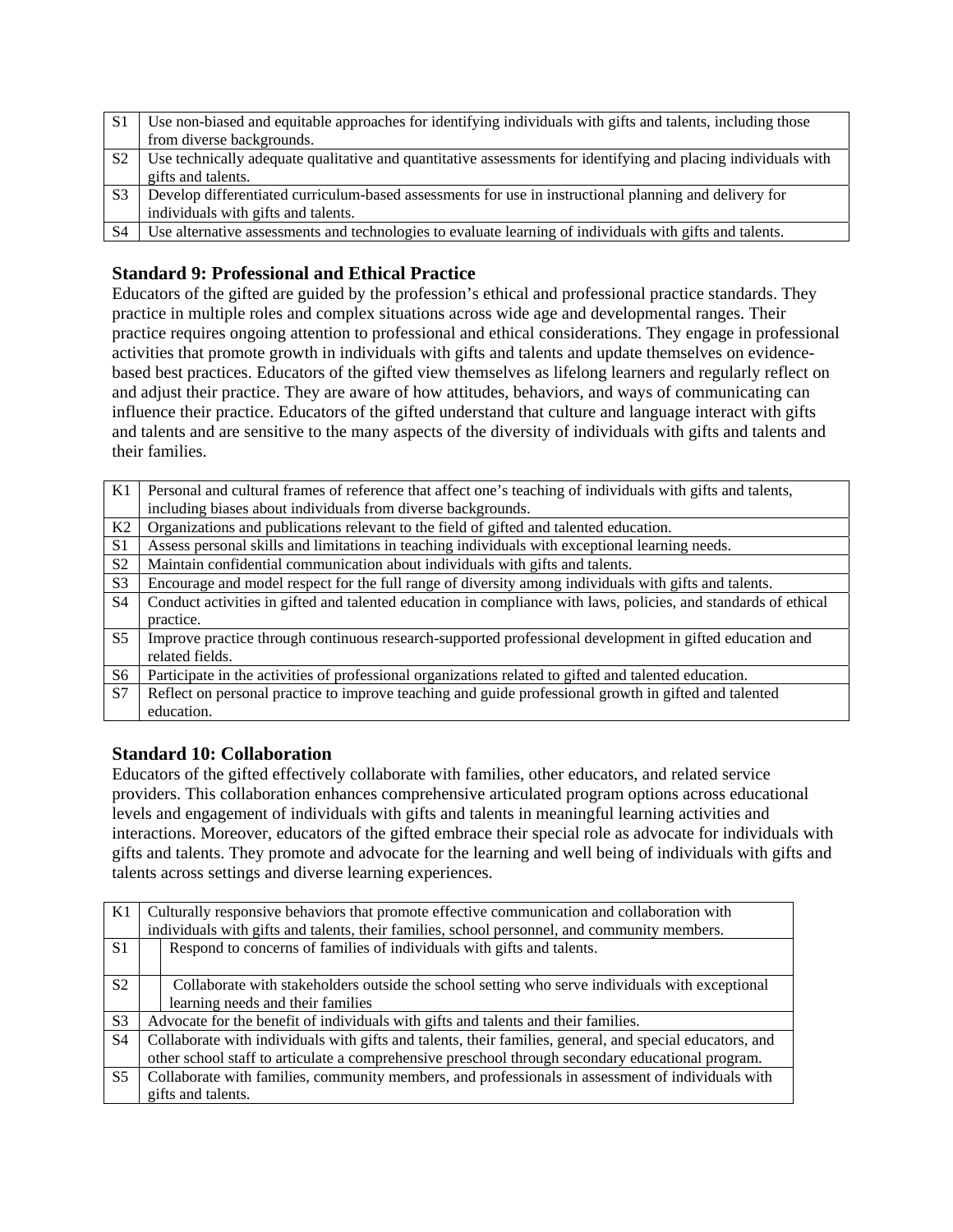| | |
|---|---|
| S1 | Use non-biased and equitable approaches for identifying individuals with gifts and talents, including those from diverse backgrounds. |
| S2 | Use technically adequate qualitative and quantitative assessments for identifying and placing individuals with gifts and talents. |
| S3 | Develop differentiated curriculum-based assessments for use in instructional planning and delivery for individuals with gifts and talents. |
| S4 | Use alternative assessments and technologies to evaluate learning of individuals with gifts and talents. |

### Standard 9: Professional and Ethical Practice

Educators of the gifted are guided by the profession's ethical and professional practice standards. They practice in multiple roles and complex situations across wide age and developmental ranges. Their practice requires ongoing attention to professional and ethical considerations. They engage in professional activities that promote growth in individuals with gifts and talents and update themselves on evidence-based best practices. Educators of the gifted view themselves as lifelong learners and regularly reflect on and adjust their practice. They are aware of how attitudes, behaviors, and ways of communicating can influence their practice. Educators of the gifted understand that culture and language interact with gifts and talents and are sensitive to the many aspects of the diversity of individuals with gifts and talents and their families.

| | |
|---|---|
| K1 | Personal and cultural frames of reference that affect one's teaching of individuals with gifts and talents, including biases about individuals from diverse backgrounds. |
| K2 | Organizations and publications relevant to the field of gifted and talented education. |
| S1 | Assess personal skills and limitations in teaching individuals with exceptional learning needs. |
| S2 | Maintain confidential communication about individuals with gifts and talents. |
| S3 | Encourage and model respect for the full range of diversity among individuals with gifts and talents. |
| S4 | Conduct activities in gifted and talented education in compliance with laws, policies, and standards of ethical practice. |
| S5 | Improve practice through continuous research-supported professional development in gifted education and related fields. |
| S6 | Participate in the activities of professional organizations related to gifted and talented education. |
| S7 | Reflect on personal practice to improve teaching and guide professional growth in gifted and talented education. |

### Standard 10: Collaboration

Educators of the gifted effectively collaborate with families, other educators, and related service providers. This collaboration enhances comprehensive articulated program options across educational levels and engagement of individuals with gifts and talents in meaningful learning activities and interactions. Moreover, educators of the gifted embrace their special role as advocate for individuals with gifts and talents. They promote and advocate for the learning and well being of individuals with gifts and talents across settings and diverse learning experiences.

| | |
|---|---|
| K1 | Culturally responsive behaviors that promote effective communication and collaboration with individuals with gifts and talents, their families, school personnel, and community members. |
| S1 | Respond to concerns of families of individuals with gifts and talents. |
| S2 | Collaborate with stakeholders outside the school setting who serve individuals with exceptional learning needs and their families |
| S3 | Advocate for the benefit of individuals with gifts and talents and their families. |
| S4 | Collaborate with individuals with gifts and talents, their families, general, and special educators, and other school staff to articulate a comprehensive preschool through secondary educational program. |
| S5 | Collaborate with families, community members, and professionals in assessment of individuals with gifts and talents. |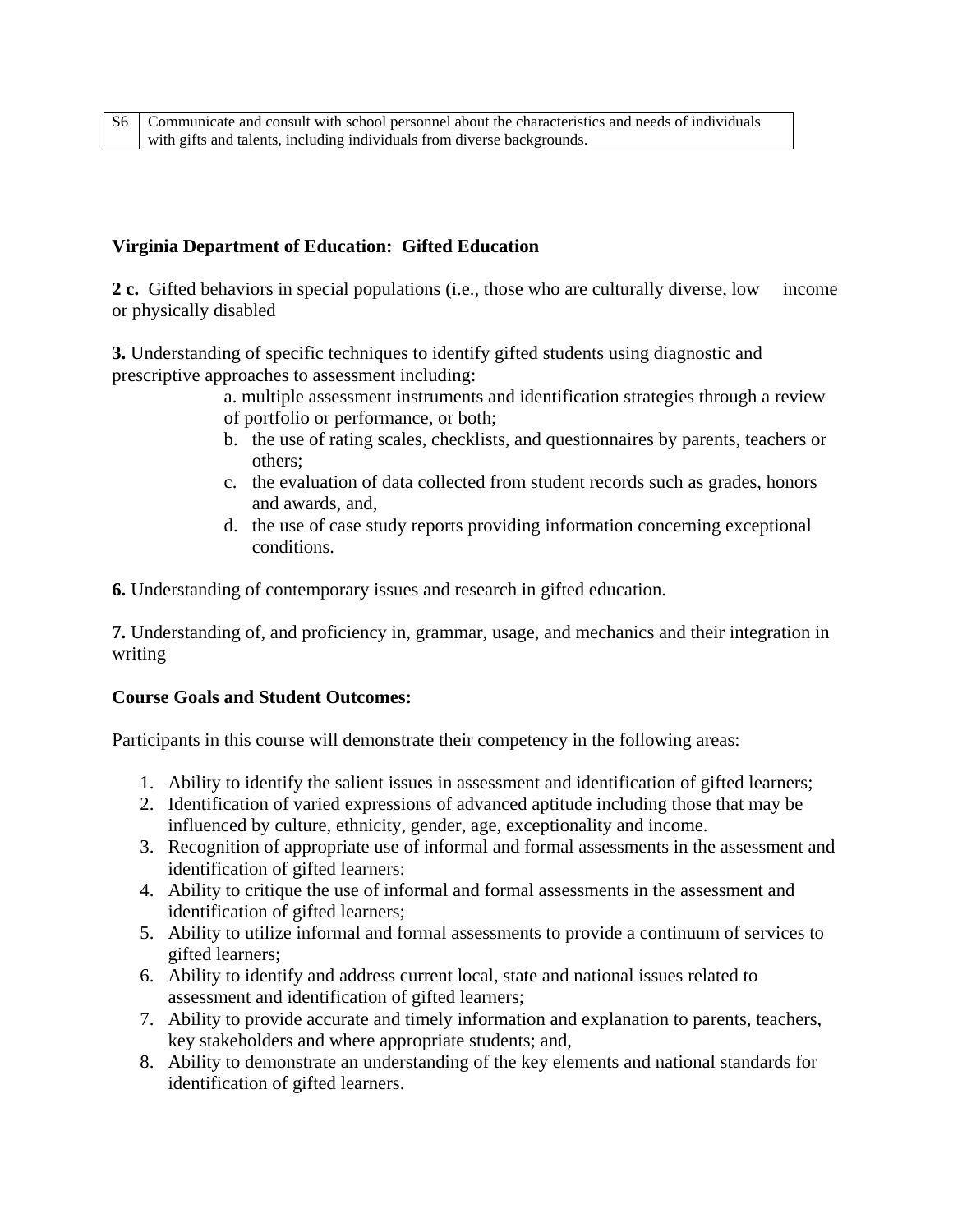| S6 | Communicate and consult with school personnel about the characteristics and needs of individuals with gifts and talents, including individuals from diverse backgrounds. |
|---|---|

**Virginia Department of Education: Gifted Education**

**2 c.** Gifted behaviors in special populations (i.e., those who are culturally diverse, low income or physically disabled

**3.** Understanding of specific techniques to identify gifted students using diagnostic and prescriptive approaches to assessment including:

a. multiple assessment instruments and identification strategies through a review of portfolio or performance, or both;
b. the use of rating scales, checklists, and questionnaires by parents, teachers or others;
c. the evaluation of data collected from student records such as grades, honors and awards, and,
d. the use of case study reports providing information concerning exceptional conditions.

**6.** Understanding of contemporary issues and research in gifted education.

**7.** Understanding of, and proficiency in, grammar, usage, and mechanics and their integration in writing

**Course Goals and Student Outcomes:**

Participants in this course will demonstrate their competency in the following areas:

1. Ability to identify the salient issues in assessment and identification of gifted learners;
2. Identification of varied expressions of advanced aptitude including those that may be influenced by culture, ethnicity, gender, age, exceptionality and income.
3. Recognition of appropriate use of informal and formal assessments in the assessment and identification of gifted learners:
4. Ability to critique the use of informal and formal assessments in the assessment and identification of gifted learners;
5. Ability to utilize informal and formal assessments to provide a continuum of services to gifted learners;
6. Ability to identify and address current local, state and national issues related to assessment and identification of gifted learners;
7. Ability to provide accurate and timely information and explanation to parents, teachers, key stakeholders and where appropriate students; and,
8. Ability to demonstrate an understanding of the key elements and national standards for identification of gifted learners.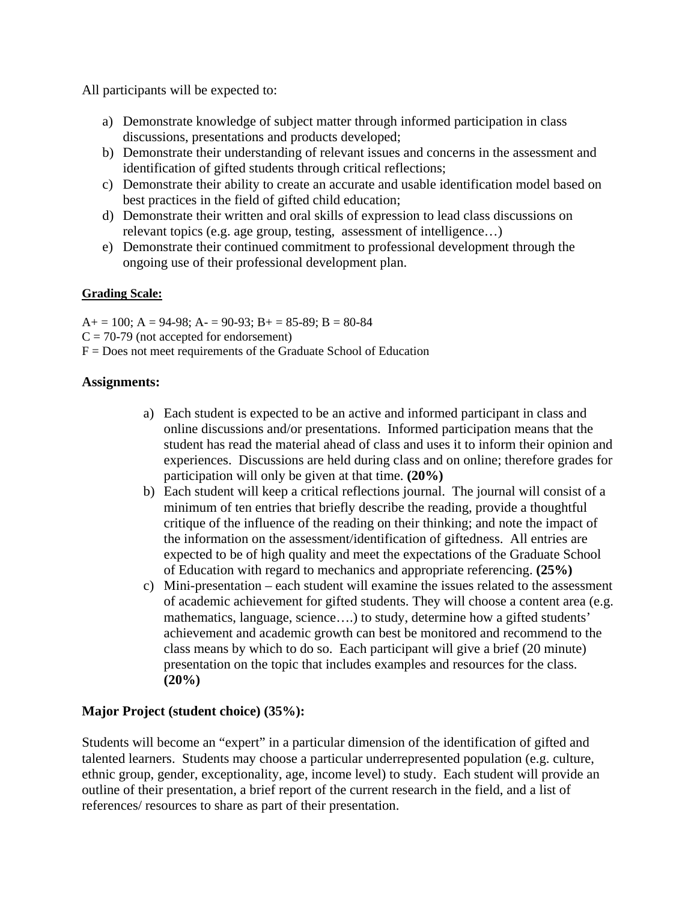All participants will be expected to:

a) Demonstrate knowledge of subject matter through informed participation in class discussions, presentations and products developed;
b) Demonstrate their understanding of relevant issues and concerns in the assessment and identification of gifted students through critical reflections;
c) Demonstrate their ability to create an accurate and usable identification model based on best practices in the field of gifted child education;
d) Demonstrate their written and oral skills of expression to lead class discussions on relevant topics (e.g. age group, testing, assessment of intelligence…)
e) Demonstrate their continued commitment to professional development through the ongoing use of their professional development plan.

**Grading Scale:**

A+ = 100; A = 94-98; A- = 90-93; B+ = 85-89; B = 80-84
C = 70-79 (not accepted for endorsement)
F = Does not meet requirements of the Graduate School of Education

**Assignments:**

a) Each student is expected to be an active and informed participant in class and online discussions and/or presentations. Informed participation means that the student has read the material ahead of class and uses it to inform their opinion and experiences. Discussions are held during class and on online; therefore grades for participation will only be given at that time. **(20%)**
b) Each student will keep a critical reflections journal. The journal will consist of a minimum of ten entries that briefly describe the reading, provide a thoughtful critique of the influence of the reading on their thinking; and note the impact of the information on the assessment/identification of giftedness. All entries are expected to be of high quality and meet the expectations of the Graduate School of Education with regard to mechanics and appropriate referencing. **(25%)**
c) Mini-presentation – each student will examine the issues related to the assessment of academic achievement for gifted students. They will choose a content area (e.g. mathematics, language, science….) to study, determine how a gifted students' achievement and academic growth can best be monitored and recommend to the class means by which to do so. Each participant will give a brief (20 minute) presentation on the topic that includes examples and resources for the class. **(20%)**

**Major Project (student choice) (35%):**

Students will become an "expert" in a particular dimension of the identification of gifted and talented learners. Students may choose a particular underrepresented population (e.g. culture, ethnic group, gender, exceptionality, age, income level) to study. Each student will provide an outline of their presentation, a brief report of the current research in the field, and a list of references/ resources to share as part of their presentation.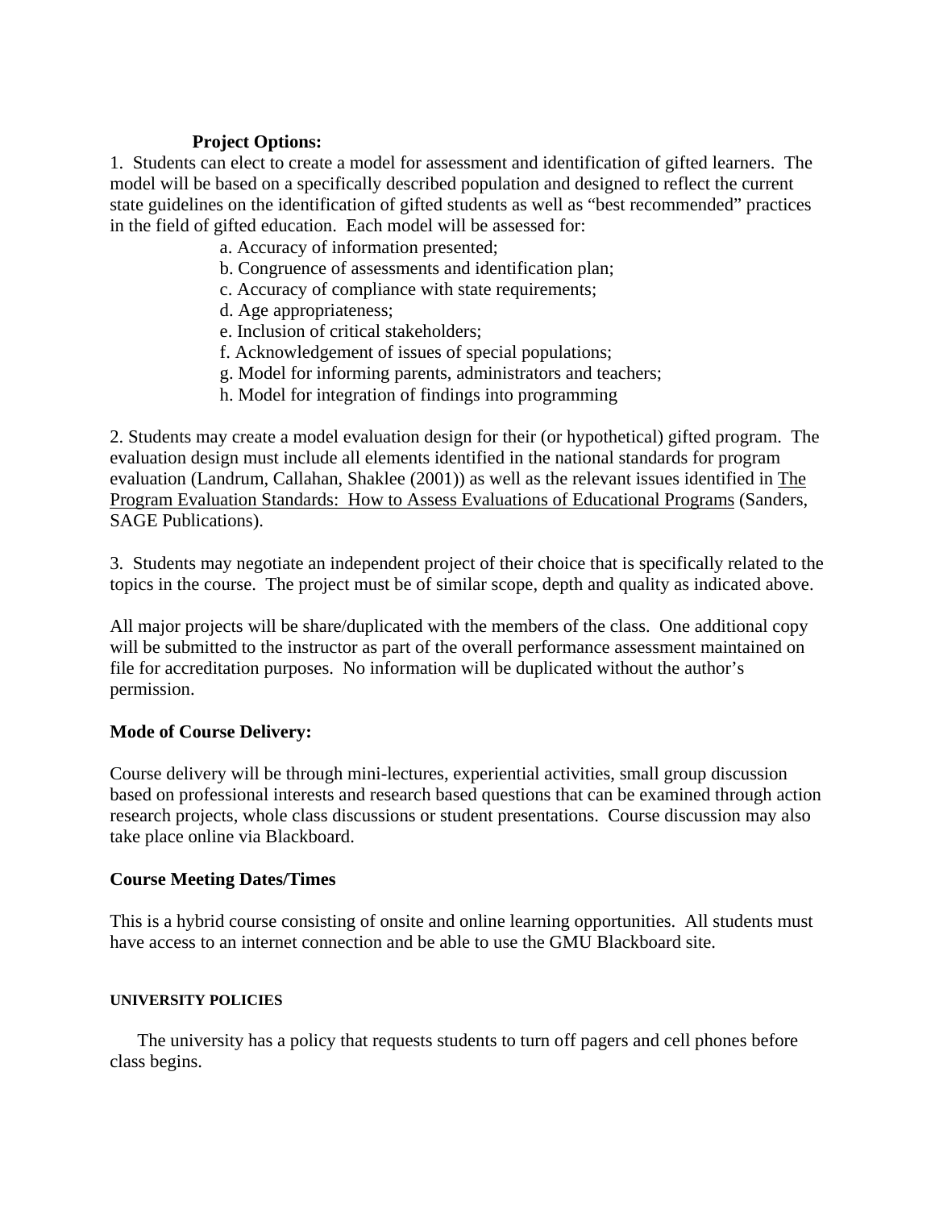**Project Options:**

1. Students can elect to create a model for assessment and identification of gifted learners. The model will be based on a specifically described population and designed to reflect the current state guidelines on the identification of gifted students as well as "best recommended" practices in the field of gifted education. Each model will be assessed for:

   a. Accuracy of information presented;
   b. Congruence of assessments and identification plan;
   c. Accuracy of compliance with state requirements;
   d. Age appropriateness;
   e. Inclusion of critical stakeholders;
   f. Acknowledgement of issues of special populations;
   g. Model for informing parents, administrators and teachers;
   h. Model for integration of findings into programming

2. Students may create a model evaluation design for their (or hypothetical) gifted program. The evaluation design must include all elements identified in the national standards for program evaluation (Landrum, Callahan, Shaklee (2001)) as well as the relevant issues identified in <u>The Program Evaluation Standards: How to Assess Evaluations of Educational Programs</u> (Sanders, SAGE Publications).

3. Students may negotiate an independent project of their choice that is specifically related to the topics in the course. The project must be of similar scope, depth and quality as indicated above.

All major projects will be share/duplicated with the members of the class. One additional copy will be submitted to the instructor as part of the overall performance assessment maintained on file for accreditation purposes. No information will be duplicated without the author's permission.

**Mode of Course Delivery:**

Course delivery will be through mini-lectures, experiential activities, small group discussion based on professional interests and research based questions that can be examined through action research projects, whole class discussions or student presentations. Course discussion may also take place online via Blackboard.

**Course Meeting Dates/Times**

This is a hybrid course consisting of onsite and online learning opportunities. All students must have access to an internet connection and be able to use the GMU Blackboard site.

**UNIVERSITY POLICIES**

The university has a policy that requests students to turn off pagers and cell phones before class begins.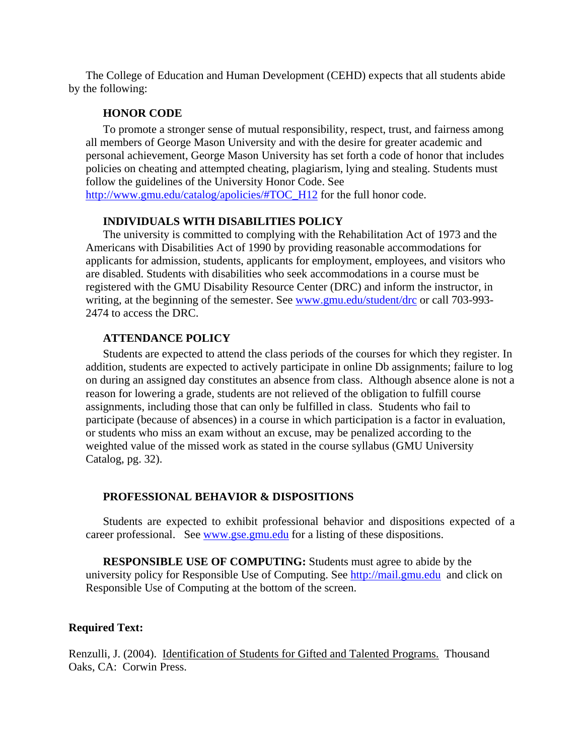The College of Education and Human Development (CEHD) expects that all students abide by the following:

### HONOR CODE

To promote a stronger sense of mutual responsibility, respect, trust, and fairness among all members of George Mason University and with the desire for greater academic and personal achievement, George Mason University has set forth a code of honor that includes policies on cheating and attempted cheating, plagiarism, lying and stealing. Students must follow the guidelines of the University Honor Code. See http://www.gmu.edu/catalog/apolicies/#TOC_H12 for the full honor code.

### INDIVIDUALS WITH DISABILITIES POLICY

The university is committed to complying with the Rehabilitation Act of 1973 and the Americans with Disabilities Act of 1990 by providing reasonable accommodations for applicants for admission, students, applicants for employment, employees, and visitors who are disabled. Students with disabilities who seek accommodations in a course must be registered with the GMU Disability Resource Center (DRC) and inform the instructor, in writing, at the beginning of the semester. See www.gmu.edu/student/drc or call 703-993-2474 to access the DRC.

### ATTENDANCE POLICY

Students are expected to attend the class periods of the courses for which they register. In addition, students are expected to actively participate in online Db assignments; failure to log on during an assigned day constitutes an absence from class. Although absence alone is not a reason for lowering a grade, students are not relieved of the obligation to fulfill course assignments, including those that can only be fulfilled in class. Students who fail to participate (because of absences) in a course in which participation is a factor in evaluation, or students who miss an exam without an excuse, may be penalized according to the weighted value of the missed work as stated in the course syllabus (GMU University Catalog, pg. 32).

### PROFESSIONAL BEHAVIOR & DISPOSITIONS

Students are expected to exhibit professional behavior and dispositions expected of a career professional. See www.gse.gmu.edu for a listing of these dispositions.

**RESPONSIBLE USE OF COMPUTING:** Students must agree to abide by the university policy for Responsible Use of Computing. See http://mail.gmu.edu and click on Responsible Use of Computing at the bottom of the screen.

**Required Text:**

Renzulli, J. (2004). Identification of Students for Gifted and Talented Programs. Thousand Oaks, CA: Corwin Press.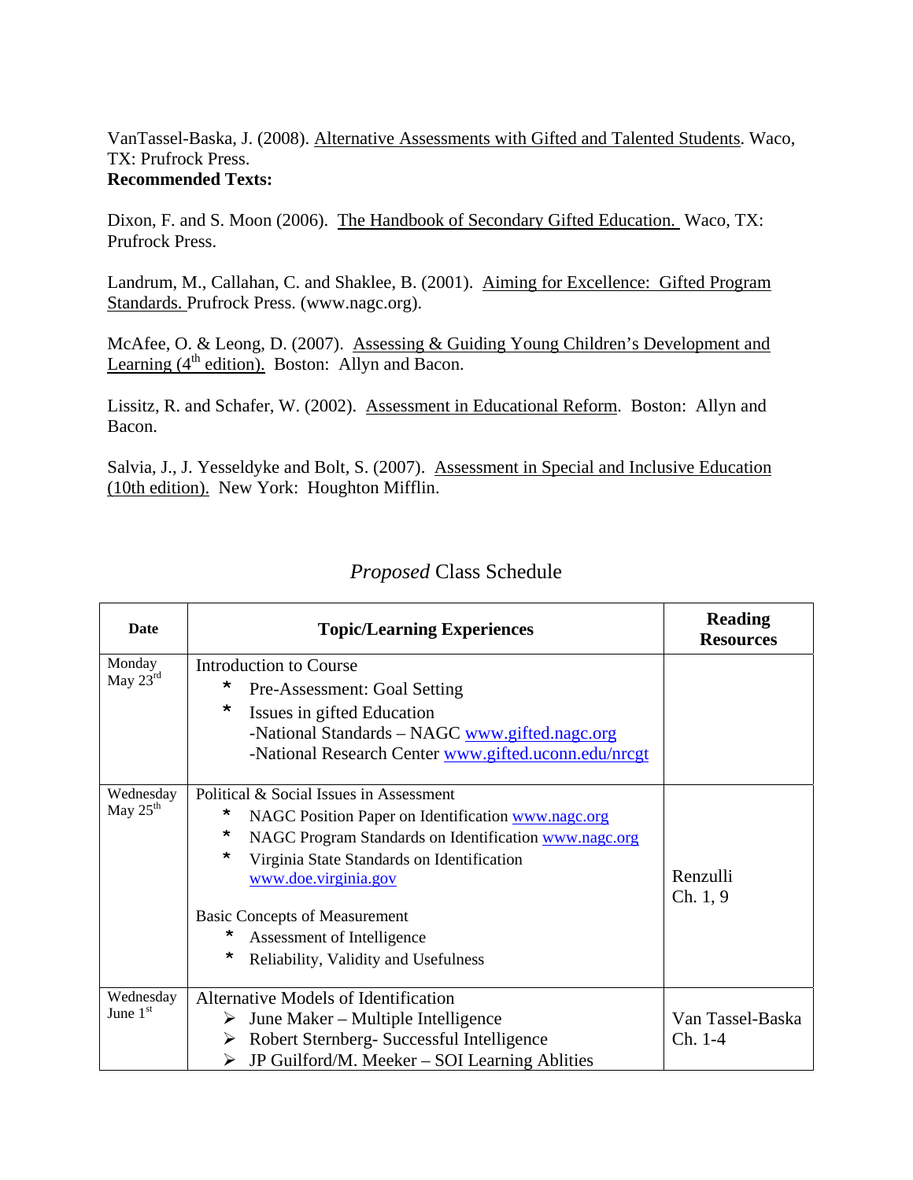VanTassel-Baska, J. (2008). Alternative Assessments with Gifted and Talented Students. Waco, TX: Prufrock Press.

**Recommended Texts:**

Dixon, F. and S. Moon (2006). The Handbook of Secondary Gifted Education. Waco, TX: Prufrock Press.

Landrum, M., Callahan, C. and Shaklee, B. (2001). Aiming for Excellence: Gifted Program Standards. Prufrock Press. (www.nagc.org).

McAfee, O. & Leong, D. (2007). Assessing & Guiding Young Children's Development and Learning (4th edition). Boston: Allyn and Bacon.

Lissitz, R. and Schafer, W. (2002). Assessment in Educational Reform. Boston: Allyn and Bacon.

Salvia, J., J. Yesseldyke and Bolt, S. (2007). Assessment in Special and Inclusive Education (10th edition). New York: Houghton Mifflin.

## *Proposed* Class Schedule

| Date | Topic/Learning Experiences | Reading Resources |
|---|---|---|
| Monday May 23rd | Introduction to Course<br>* Pre-Assessment: Goal Setting<br>* Issues in gifted Education<br>-National Standards – NAGC www.gifted.nagc.org<br>-National Research Center www.gifted.uconn.edu/nrcgt | |
| Wednesday May 25th | Political & Social Issues in Assessment<br>* NAGC Position Paper on Identification www.nagc.org<br>* NAGC Program Standards on Identification www.nagc.org<br>* Virginia State Standards on Identification www.doe.virginia.gov<br><br>Basic Concepts of Measurement<br>* Assessment of Intelligence<br>* Reliability, Validity and Usefulness | Renzulli Ch. 1, 9 |
| Wednesday June 1st | Alternative Models of Identification<br>➢ June Maker – Multiple Intelligence<br>➢ Robert Sternberg- Successful Intelligence<br>➢ JP Guilford/M. Meeker – SOI Learning Ablities | Van Tassel-Baska Ch. 1-4 |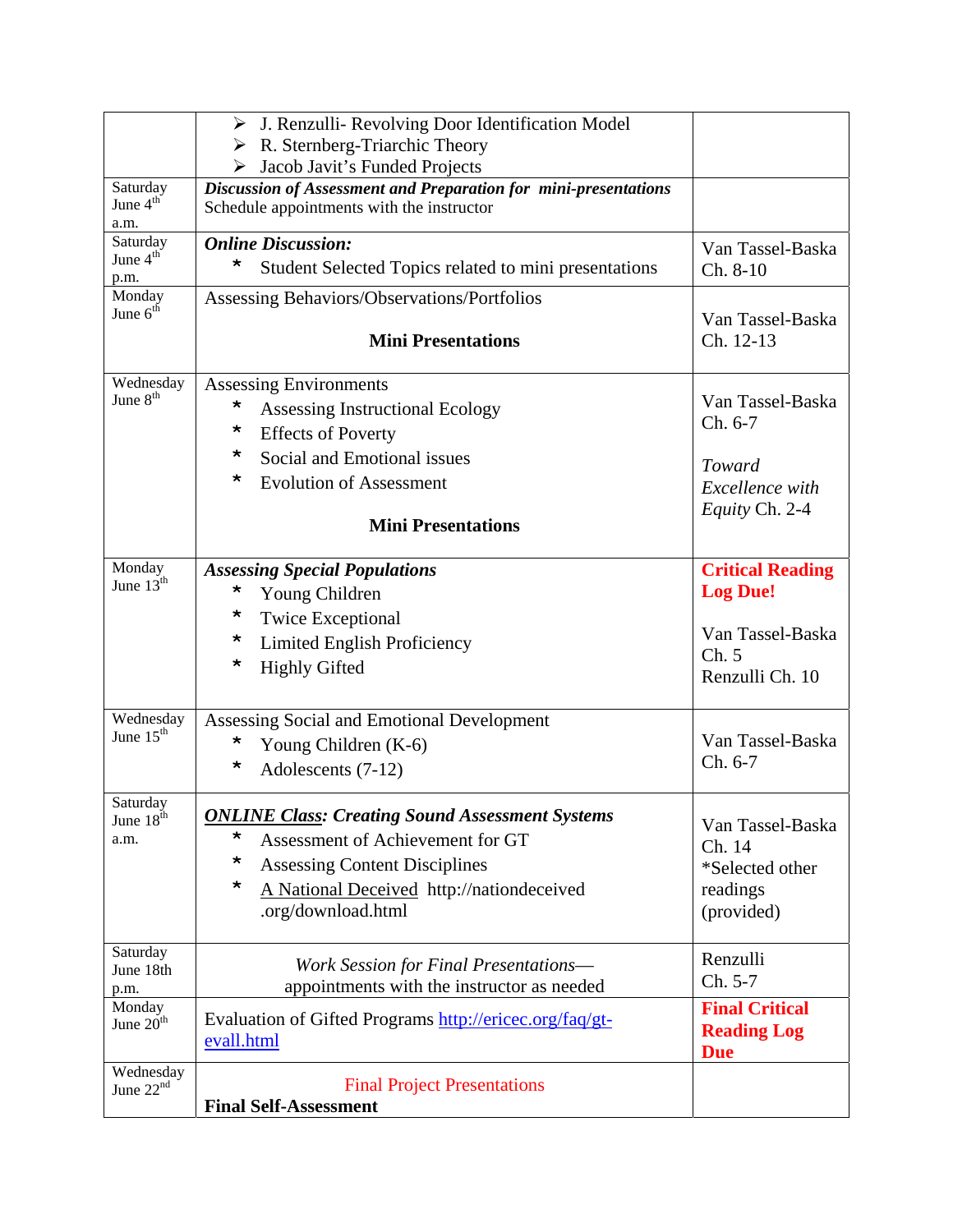| | | |
|---|---|---|
| | ➢ J. Renzulli- Revolving Door Identification Model<br>➢ R. Sternberg-Triarchic Theory<br>➢ Jacob Javit's Funded Projects | |
| Saturday June 4th a.m. | ***Discussion of Assessment and Preparation for mini-presentations***<br>Schedule appointments with the instructor | |
| Saturday June 4th p.m. | ***Online Discussion:***<br>* Student Selected Topics related to mini presentations | Van Tassel-Baska Ch. 8-10 |
| Monday June 6th | Assessing Behaviors/Observations/Portfolios<br><br>**Mini Presentations** | Van Tassel-Baska Ch. 12-13 |
| Wednesday June 8th | Assessing Environments<br>* Assessing Instructional Ecology<br>* Effects of Poverty<br>* Social and Emotional issues<br>* Evolution of Assessment<br><br>**Mini Presentations** | Van Tassel-Baska Ch. 6-7<br><br>*Toward Excellence with Equity* Ch. 2-4 |
| Monday June 13th | ***Assessing Special Populations***<br>* Young Children<br>* Twice Exceptional<br>* Limited English Proficiency<br>* Highly Gifted | **Critical Reading Log Due!**<br><br>Van Tassel-Baska Ch. 5<br>Renzulli Ch. 10 |
| Wednesday June 15th | Assessing Social and Emotional Development<br>* Young Children (K-6)<br>* Adolescents (7-12) | Van Tassel-Baska Ch. 6-7 |
| Saturday June 18th a.m. | ***ONLINE Class: Creating Sound Assessment Systems***<br>* Assessment of Achievement for GT<br>* Assessing Content Disciplines<br>* A National Deceived http://nationdeceived .org/download.html | Van Tassel-Baska Ch. 14<br>*Selected other readings (provided) |
| Saturday June 18th p.m. | *Work Session for Final Presentations*—<br>appointments with the instructor as needed | Renzulli Ch. 5-7 |
| Monday June 20th | Evaluation of Gifted Programs http://ericec.org/faq/gt-evall.html | **Final Critical Reading Log Due** |
| Wednesday June 22nd | Final Project Presentations<br>**Final Self-Assessment** | |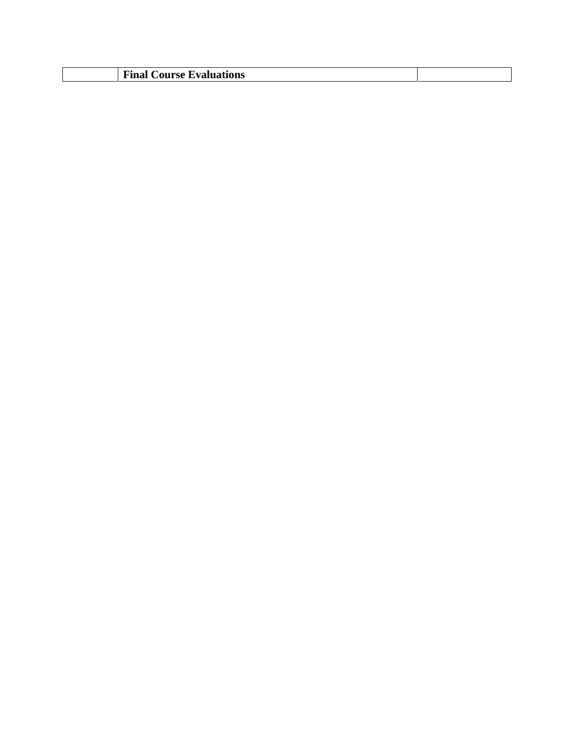| | | |
|---|---|---|
| | **Final Course Evaluations** | |